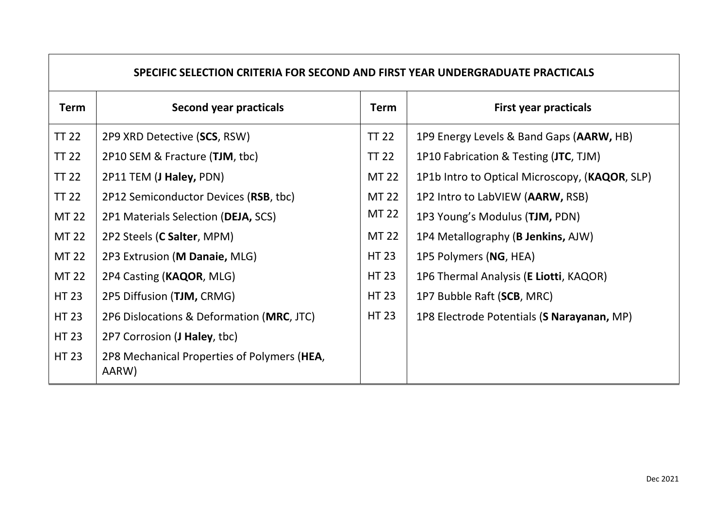| SPECIFIC SELECTION CRITERIA FOR SECOND AND FIRST YEAR UNDERGRADUATE PRACTICALS | | | |
|---|---|---|---|
| **Term** | **Second year practicals** | **Term** | **First year practicals** |
| TT 22 | 2P9 XRD Detective (**SCS**, RSW) | TT 22 | 1P9 Energy Levels & Band Gaps (**AARW,** HB) |
| TT 22 | 2P10 SEM & Fracture (**TJM**, tbc) | TT 22 | 1P10 Fabrication & Testing (**JTC**, TJM) |
| TT 22 | 2P11 TEM (**J Haley,** PDN) | MT 22 | 1P1b Intro to Optical Microscopy, (**KAQOR**, SLP) |
| TT 22 | 2P12 Semiconductor Devices (**RSB**, tbc) | MT 22 | 1P2 Intro to LabVIEW (**AARW,** RSB) |
| MT 22 | 2P1 Materials Selection (**DEJA,** SCS) | MT 22 | 1P3 Young's Modulus (**TJM,** PDN) |
| MT 22 | 2P2 Steels (**C Salter**, MPM) | MT 22 | 1P4 Metallography (**B Jenkins,** AJW) |
| MT 22 | 2P3 Extrusion (**M Danaie,** MLG) | HT 23 | 1P5 Polymers (**NG**, HEA) |
| MT 22 | 2P4 Casting (**KAQOR**, MLG) | HT 23 | 1P6 Thermal Analysis (**E Liotti**, KAQOR) |
| HT 23 | 2P5 Diffusion (**TJM,** CRMG) | HT 23 | 1P7 Bubble Raft (**SCB**, MRC) |
| HT 23 | 2P6 Dislocations & Deformation (**MRC**, JTC) | HT 23 | 1P8 Electrode Potentials (**S Narayanan,** MP) |
| HT 23 | 2P7 Corrosion (**J Haley**, tbc) | | |
| HT 23 | 2P8 Mechanical Properties of Polymers (**HEA**, AARW) | | |

Dec 2021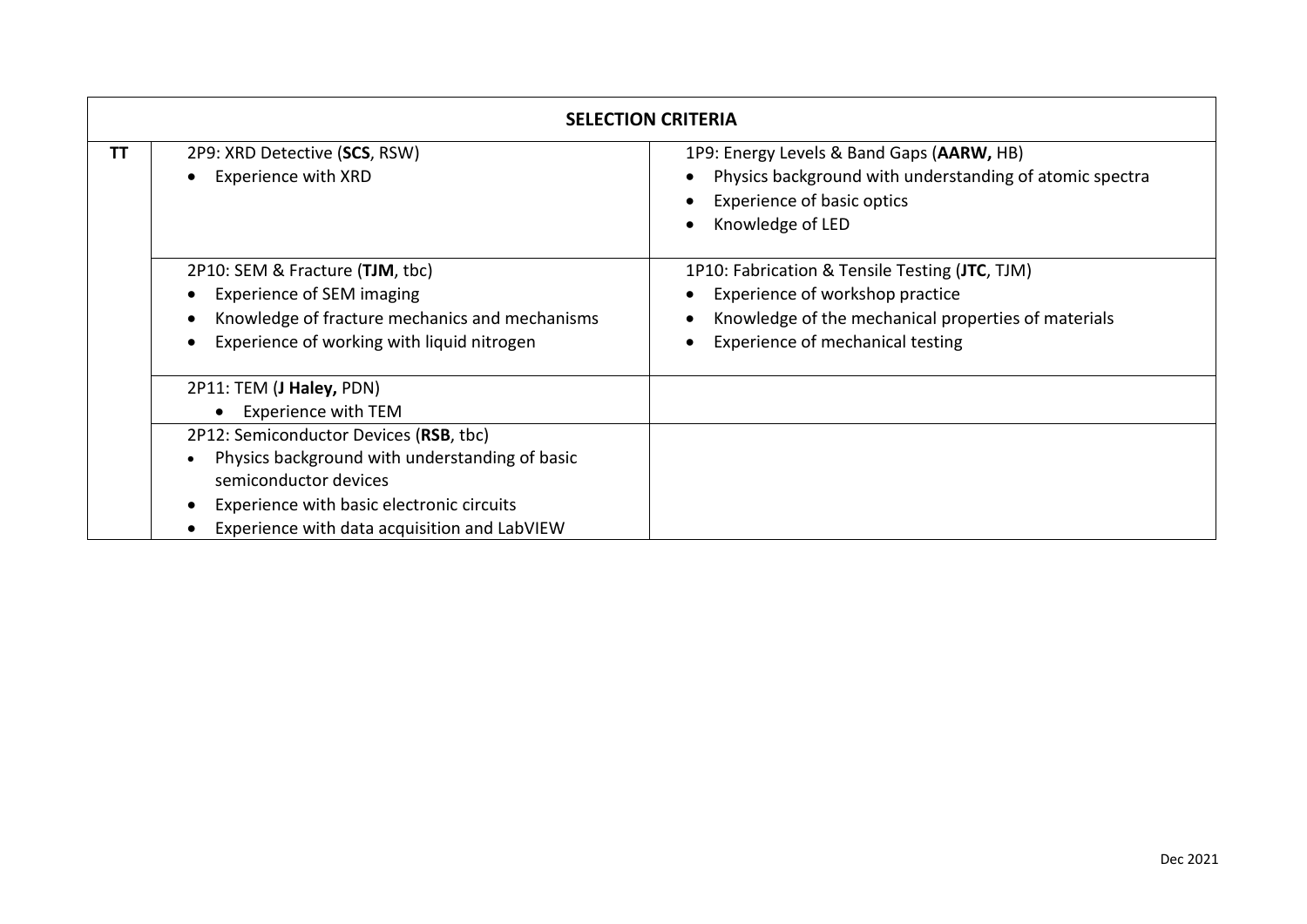| SELECTION CRITERIA | | |
|---|---|---|
| **TT** | 2P9: XRD Detective (**SCS**, RSW)<br>• Experience with XRD | 1P9: Energy Levels & Band Gaps (**AARW,** HB)<br>• Physics background with understanding of atomic spectra<br>• Experience of basic optics<br>• Knowledge of LED |
| | 2P10: SEM & Fracture (**TJM**, tbc)<br>• Experience of SEM imaging<br>• Knowledge of fracture mechanics and mechanisms<br>• Experience of working with liquid nitrogen | 1P10: Fabrication & Tensile Testing (**JTC**, TJM)<br>• Experience of workshop practice<br>• Knowledge of the mechanical properties of materials<br>• Experience of mechanical testing |
| | 2P11: TEM (**J Haley,** PDN)<br>• Experience with TEM | |
| | 2P12: Semiconductor Devices (**RSB**, tbc)<br>• Physics background with understanding of basic semiconductor devices<br>• Experience with basic electronic circuits<br>• Experience with data acquisition and LabVIEW | |

Dec 2021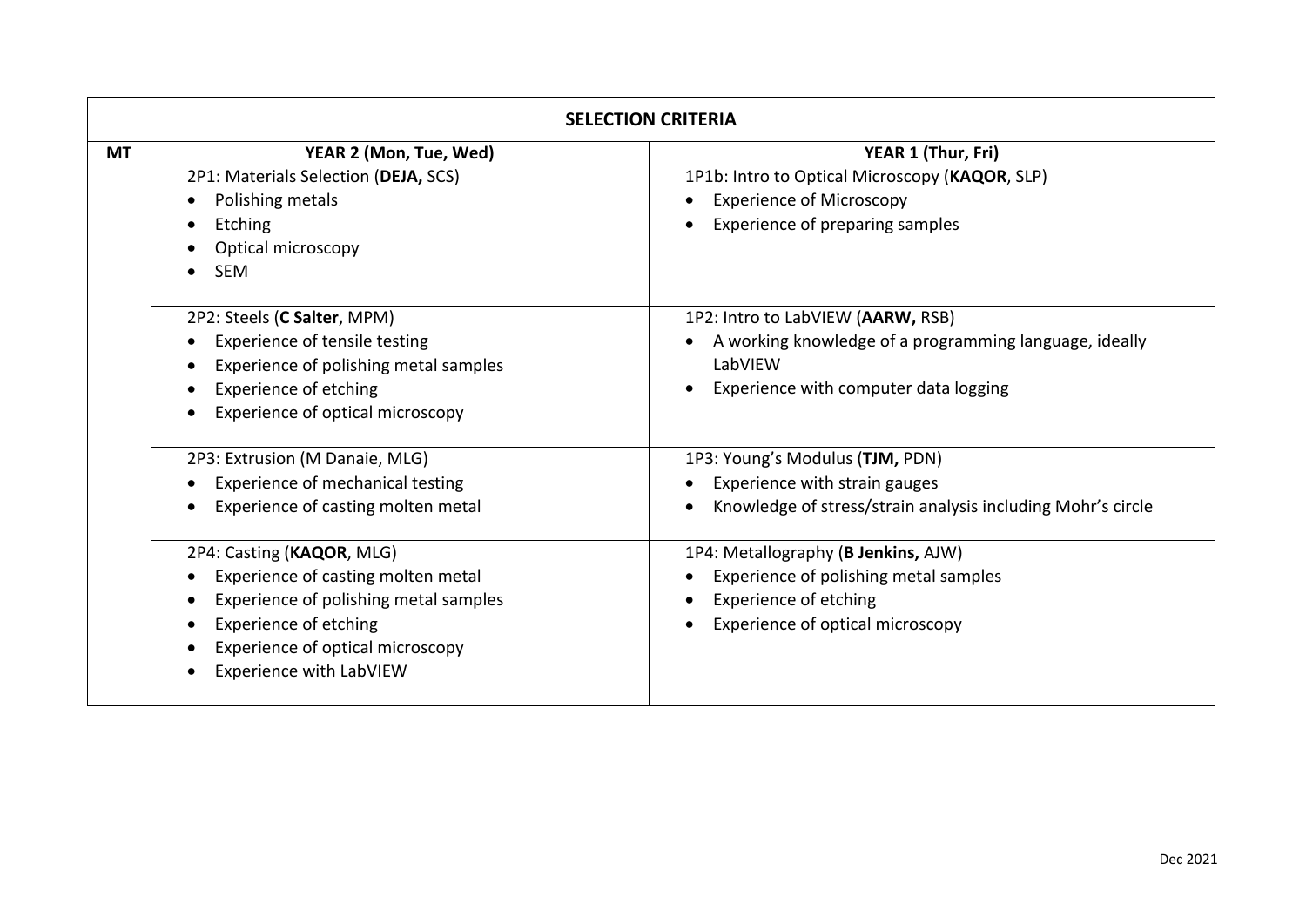| SELECTION CRITERIA | | |
|---|---|---|
| **MT** | **YEAR 2 (Mon, Tue, Wed)** | **YEAR 1 (Thur, Fri)** |
| | 2P1: Materials Selection (**DEJA,** SCS)<br>• Polishing metals<br>• Etching<br>• Optical microscopy<br>• SEM | 1P1b: Intro to Optical Microscopy (**KAQOR**, SLP)<br>• Experience of Microscopy<br>• Experience of preparing samples |
| | 2P2: Steels (**C Salter**, MPM)<br>• Experience of tensile testing<br>• Experience of polishing metal samples<br>• Experience of etching<br>• Experience of optical microscopy | 1P2: Intro to LabVIEW (**AARW,** RSB)<br>• A working knowledge of a programming language, ideally LabVIEW<br>• Experience with computer data logging |
| | 2P3: Extrusion (M Danaie, MLG)<br>• Experience of mechanical testing<br>• Experience of casting molten metal | 1P3: Young's Modulus (**TJM,** PDN)<br>• Experience with strain gauges<br>• Knowledge of stress/strain analysis including Mohr's circle |
| | 2P4: Casting (**KAQOR**, MLG)<br>• Experience of casting molten metal<br>• Experience of polishing metal samples<br>• Experience of etching<br>• Experience of optical microscopy<br>• Experience with LabVIEW | 1P4: Metallography (**B Jenkins,** AJW)<br>• Experience of polishing metal samples<br>• Experience of etching<br>• Experience of optical microscopy |

Dec 2021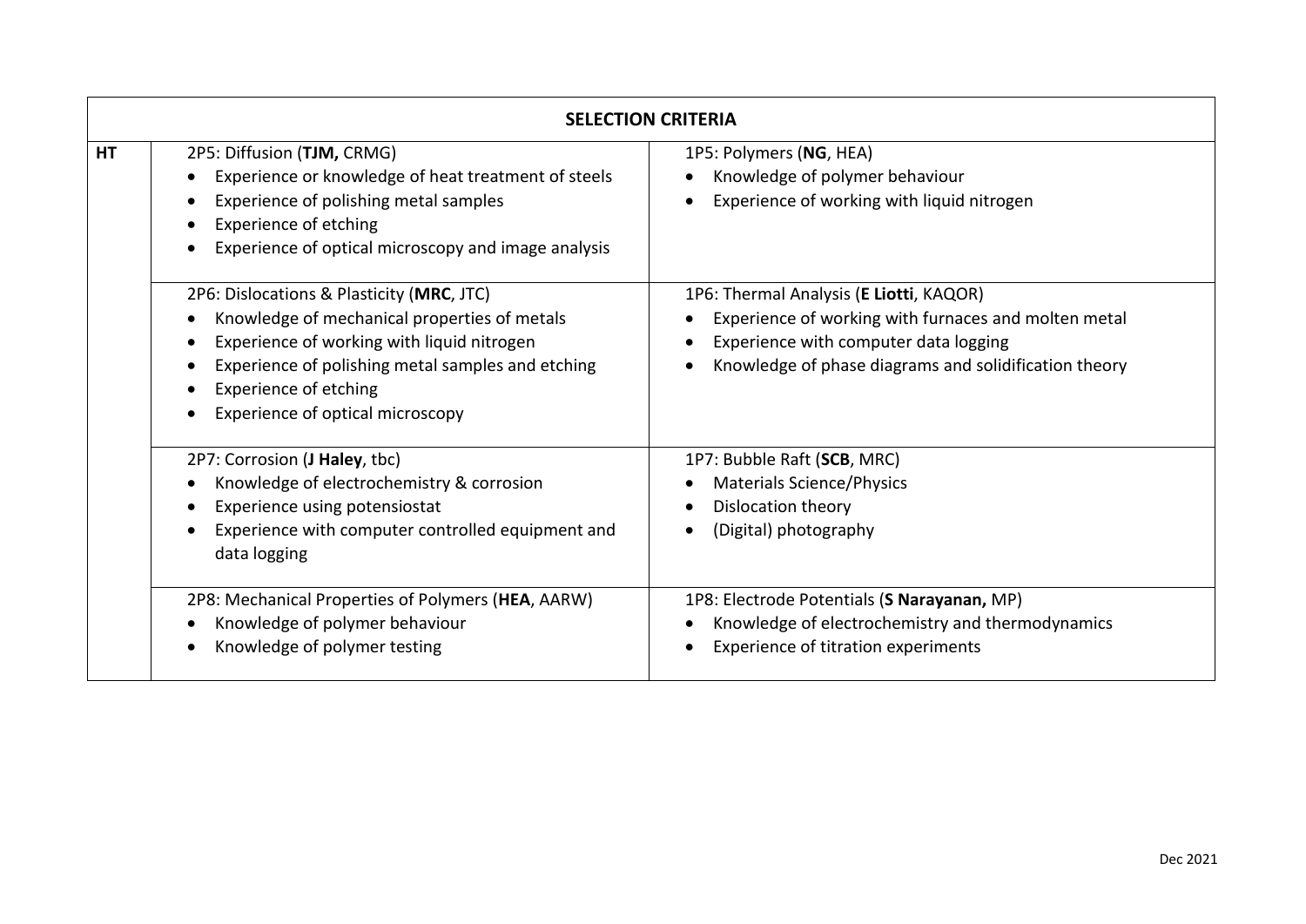| SELECTION CRITERIA | | |
|---|---|---|
| **HT** | 2P5: Diffusion (**TJM,** CRMG)<br>• Experience or knowledge of heat treatment of steels<br>• Experience of polishing metal samples<br>• Experience of etching<br>• Experience of optical microscopy and image analysis | 1P5: Polymers (**NG**, HEA)<br>• Knowledge of polymer behaviour<br>• Experience of working with liquid nitrogen |
| | 2P6: Dislocations & Plasticity (**MRC**, JTC)<br>• Knowledge of mechanical properties of metals<br>• Experience of working with liquid nitrogen<br>• Experience of polishing metal samples and etching<br>• Experience of etching<br>• Experience of optical microscopy | 1P6: Thermal Analysis (**E Liotti**, KAQOR)<br>• Experience of working with furnaces and molten metal<br>• Experience with computer data logging<br>• Knowledge of phase diagrams and solidification theory |
| | 2P7: Corrosion (**J Haley**, tbc)<br>• Knowledge of electrochemistry & corrosion<br>• Experience using potensiostat<br>• Experience with computer controlled equipment and data logging | 1P7: Bubble Raft (**SCB**, MRC)<br>• Materials Science/Physics<br>• Dislocation theory<br>• (Digital) photography |
| | 2P8: Mechanical Properties of Polymers (**HEA**, AARW)<br>• Knowledge of polymer behaviour<br>• Knowledge of polymer testing | 1P8: Electrode Potentials (**S Narayanan,** MP)<br>• Knowledge of electrochemistry and thermodynamics<br>• Experience of titration experiments |

Dec 2021